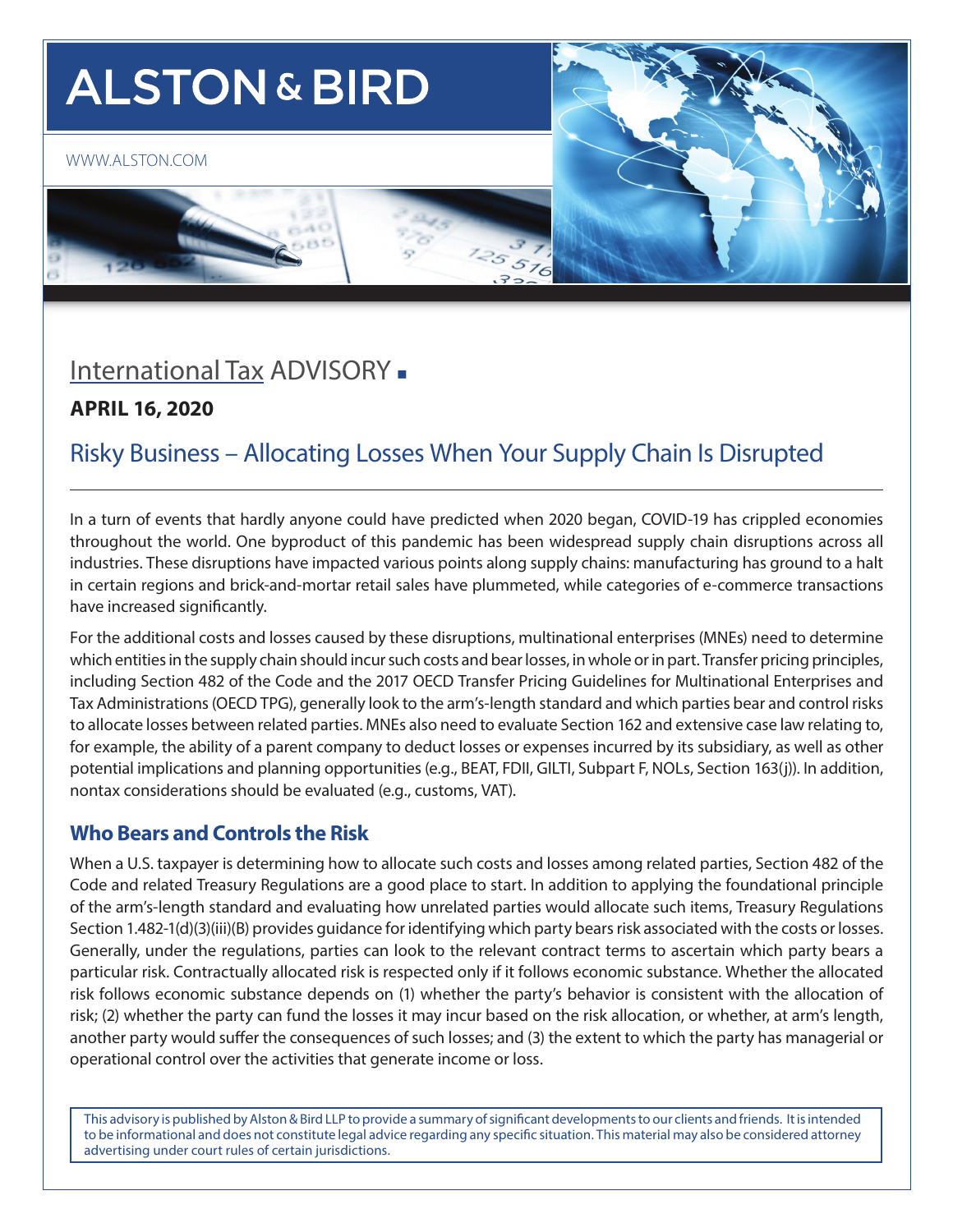# ALSTON & BIRD

WWW.ALSTON.COM

International Tax ADVISORY

**APRIL 16, 2020**

## Risky Business – Allocating Losses When Your Supply Chain Is Disrupted

In a turn of events that hardly anyone could have predicted when 2020 began, COVID-19 has crippled economies throughout the world. One byproduct of this pandemic has been widespread supply chain disruptions across all industries. These disruptions have impacted various points along supply chains: manufacturing has ground to a halt in certain regions and brick-and-mortar retail sales have plummeted, while categories of e-commerce transactions have increased significantly.

For the additional costs and losses caused by these disruptions, multinational enterprises (MNEs) need to determine which entities in the supply chain should incur such costs and bear losses, in whole or in part. Transfer pricing principles, including Section 482 of the Code and the 2017 OECD Transfer Pricing Guidelines for Multinational Enterprises and Tax Administrations (OECD TPG), generally look to the arm's-length standard and which parties bear and control risks to allocate losses between related parties. MNEs also need to evaluate Section 162 and extensive case law relating to, for example, the ability of a parent company to deduct losses or expenses incurred by its subsidiary, as well as other potential implications and planning opportunities (e.g., BEAT, FDII, GILTI, Subpart F, NOLs, Section 163(j)). In addition, nontax considerations should be evaluated (e.g., customs, VAT).

### Who Bears and Controls the Risk

When a U.S. taxpayer is determining how to allocate such costs and losses among related parties, Section 482 of the Code and related Treasury Regulations are a good place to start. In addition to applying the foundational principle of the arm's-length standard and evaluating how unrelated parties would allocate such items, Treasury Regulations Section 1.482-1(d)(3)(iii)(B) provides guidance for identifying which party bears risk associated with the costs or losses. Generally, under the regulations, parties can look to the relevant contract terms to ascertain which party bears a particular risk. Contractually allocated risk is respected only if it follows economic substance. Whether the allocated risk follows economic substance depends on (1) whether the party's behavior is consistent with the allocation of risk; (2) whether the party can fund the losses it may incur based on the risk allocation, or whether, at arm's length, another party would suffer the consequences of such losses; and (3) the extent to which the party has managerial or operational control over the activities that generate income or loss.

This advisory is published by Alston & Bird LLP to provide a summary of significant developments to our clients and friends. It is intended to be informational and does not constitute legal advice regarding any specific situation. This material may also be considered attorney advertising under court rules of certain jurisdictions.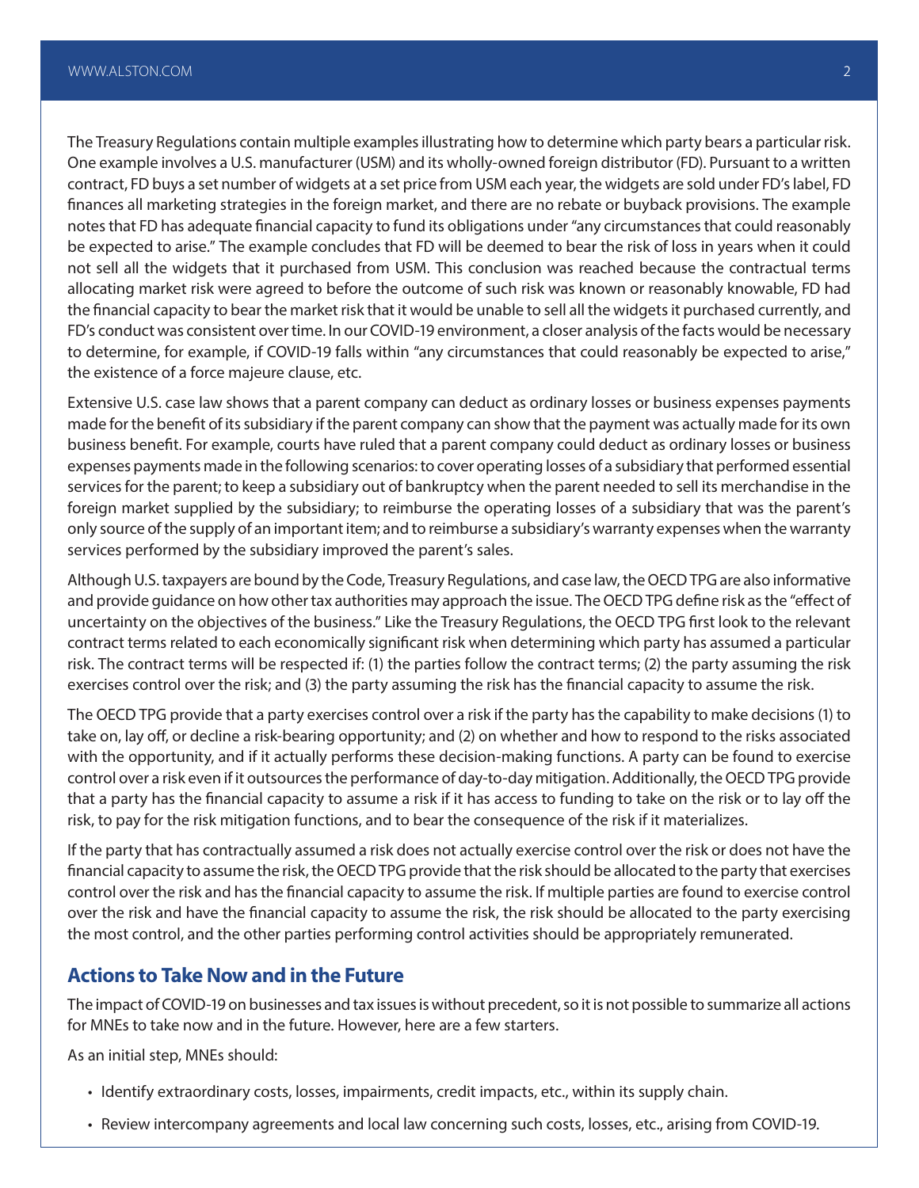The Treasury Regulations contain multiple examples illustrating how to determine which party bears a particular risk. One example involves a U.S. manufacturer (USM) and its wholly-owned foreign distributor (FD). Pursuant to a written contract, FD buys a set number of widgets at a set price from USM each year, the widgets are sold under FD's label, FD finances all marketing strategies in the foreign market, and there are no rebate or buyback provisions. The example notes that FD has adequate financial capacity to fund its obligations under "any circumstances that could reasonably be expected to arise." The example concludes that FD will be deemed to bear the risk of loss in years when it could not sell all the widgets that it purchased from USM. This conclusion was reached because the contractual terms allocating market risk were agreed to before the outcome of such risk was known or reasonably knowable, FD had the financial capacity to bear the market risk that it would be unable to sell all the widgets it purchased currently, and FD's conduct was consistent over time. In our COVID-19 environment, a closer analysis of the facts would be necessary to determine, for example, if COVID-19 falls within "any circumstances that could reasonably be expected to arise," the existence of a force majeure clause, etc.

Extensive U.S. case law shows that a parent company can deduct as ordinary losses or business expenses payments made for the benefit of its subsidiary if the parent company can show that the payment was actually made for its own business benefit. For example, courts have ruled that a parent company could deduct as ordinary losses or business expenses payments made in the following scenarios: to cover operating losses of a subsidiary that performed essential services for the parent; to keep a subsidiary out of bankruptcy when the parent needed to sell its merchandise in the foreign market supplied by the subsidiary; to reimburse the operating losses of a subsidiary that was the parent's only source of the supply of an important item; and to reimburse a subsidiary's warranty expenses when the warranty services performed by the subsidiary improved the parent's sales.

Although U.S. taxpayers are bound by the Code, Treasury Regulations, and case law, the OECD TPG are also informative and provide guidance on how other tax authorities may approach the issue. The OECD TPG define risk as the "effect of uncertainty on the objectives of the business." Like the Treasury Regulations, the OECD TPG first look to the relevant contract terms related to each economically significant risk when determining which party has assumed a particular risk. The contract terms will be respected if: (1) the parties follow the contract terms; (2) the party assuming the risk exercises control over the risk; and (3) the party assuming the risk has the financial capacity to assume the risk.

The OECD TPG provide that a party exercises control over a risk if the party has the capability to make decisions (1) to take on, lay off, or decline a risk-bearing opportunity; and (2) on whether and how to respond to the risks associated with the opportunity, and if it actually performs these decision-making functions. A party can be found to exercise control over a risk even if it outsources the performance of day-to-day mitigation. Additionally, the OECD TPG provide that a party has the financial capacity to assume a risk if it has access to funding to take on the risk or to lay off the risk, to pay for the risk mitigation functions, and to bear the consequence of the risk if it materializes.

If the party that has contractually assumed a risk does not actually exercise control over the risk or does not have the financial capacity to assume the risk, the OECD TPG provide that the risk should be allocated to the party that exercises control over the risk and has the financial capacity to assume the risk. If multiple parties are found to exercise control over the risk and have the financial capacity to assume the risk, the risk should be allocated to the party exercising the most control, and the other parties performing control activities should be appropriately remunerated.

## Actions to Take Now and in the Future

The impact of COVID-19 on businesses and tax issues is without precedent, so it is not possible to summarize all actions for MNEs to take now and in the future. However, here are a few starters.

As an initial step, MNEs should:

- Identify extraordinary costs, losses, impairments, credit impacts, etc., within its supply chain.
- Review intercompany agreements and local law concerning such costs, losses, etc., arising from COVID-19.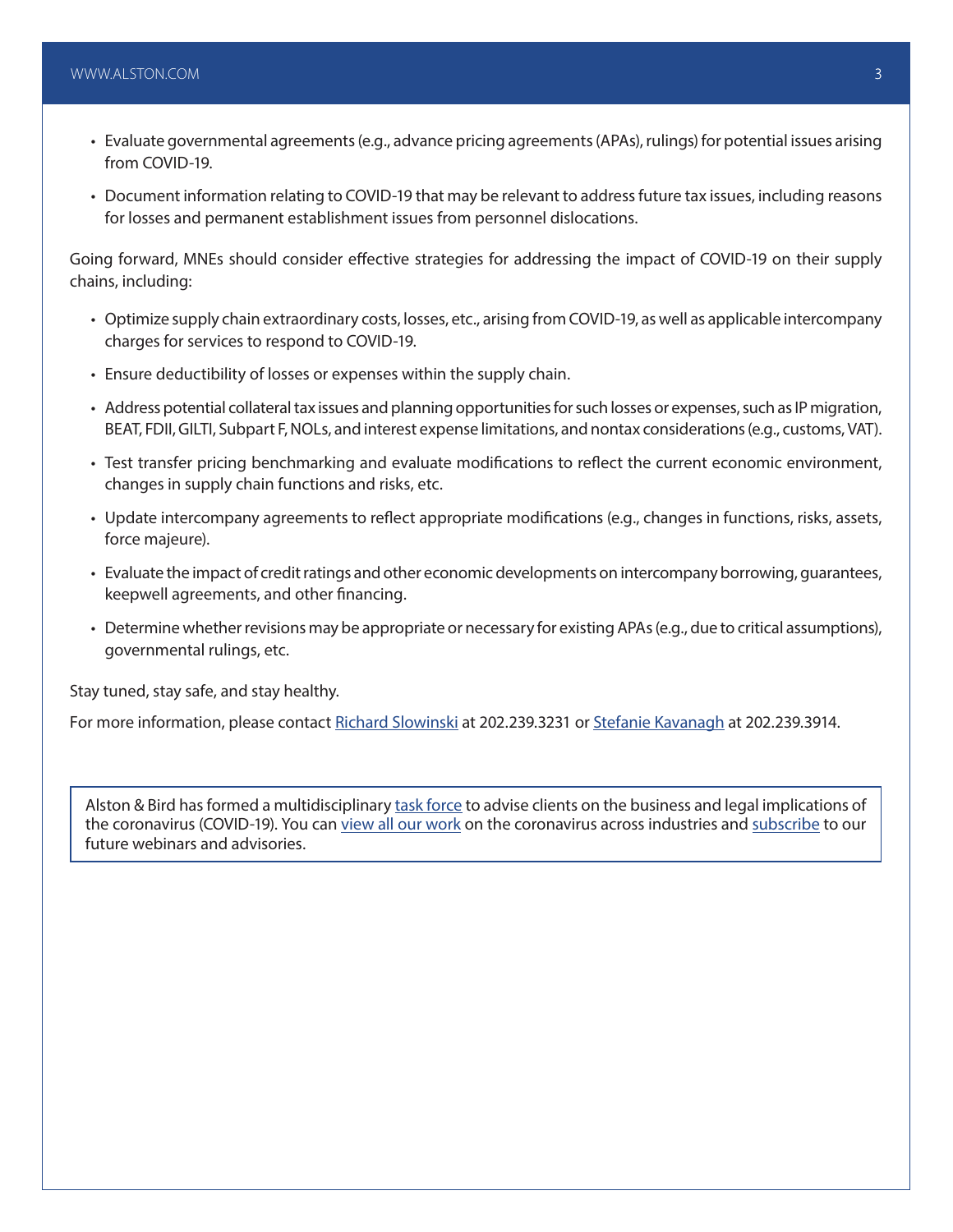- Evaluate governmental agreements (e.g., advance pricing agreements (APAs), rulings) for potential issues arising from COVID-19.
- Document information relating to COVID-19 that may be relevant to address future tax issues, including reasons for losses and permanent establishment issues from personnel dislocations.

Going forward, MNEs should consider effective strategies for addressing the impact of COVID-19 on their supply chains, including:

- Optimize supply chain extraordinary costs, losses, etc., arising from COVID-19, as well as applicable intercompany charges for services to respond to COVID-19.
- Ensure deductibility of losses or expenses within the supply chain.
- Address potential collateral tax issues and planning opportunities for such losses or expenses, such as IP migration, BEAT, FDII, GILTI, Subpart F, NOLs, and interest expense limitations, and nontax considerations (e.g., customs, VAT).
- Test transfer pricing benchmarking and evaluate modifications to reflect the current economic environment, changes in supply chain functions and risks, etc.
- Update intercompany agreements to reflect appropriate modifications (e.g., changes in functions, risks, assets, force majeure).
- Evaluate the impact of credit ratings and other economic developments on intercompany borrowing, guarantees, keepwell agreements, and other financing.
- Determine whether revisions may be appropriate or necessary for existing APAs (e.g., due to critical assumptions), governmental rulings, etc.

Stay tuned, stay safe, and stay healthy.

For more information, please contact Richard Slowinski at 202.239.3231 or Stefanie Kavanagh at 202.239.3914.

Alston & Bird has formed a multidisciplinary task force to advise clients on the business and legal implications of the coronavirus (COVID-19). You can view all our work on the coronavirus across industries and subscribe to our future webinars and advisories.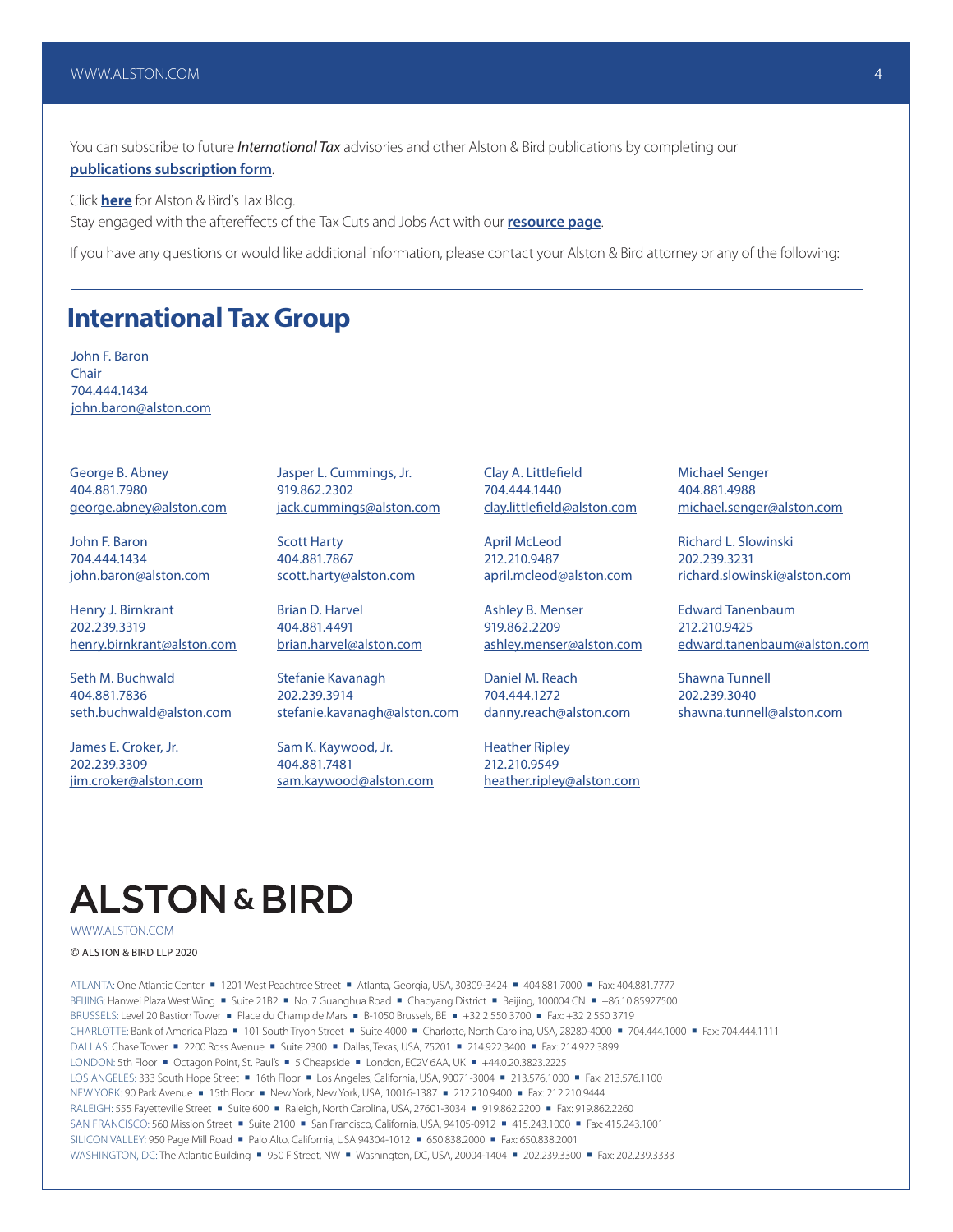You can subscribe to future *International Tax* advisories and other Alston & Bird publications by completing our **publications subscription form**.

Click **here** for Alston & Bird's Tax Blog.
Stay engaged with the aftereffects of the Tax Cuts and Jobs Act with our **resource page**.

If you have any questions or would like additional information, please contact your Alston & Bird attorney or any of the following:

## International Tax Group

John F. Baron
Chair
704.444.1434
john.baron@alston.com

George B. Abney
404.881.7980
george.abney@alston.com

John F. Baron
704.444.1434
john.baron@alston.com

Henry J. Birnkrant
202.239.3319
henry.birnkrant@alston.com

Seth M. Buchwald
404.881.7836
seth.buchwald@alston.com

James E. Croker, Jr.
202.239.3309
jim.croker@alston.com

Jasper L. Cummings, Jr.
919.862.2302
jack.cummings@alston.com

Scott Harty
404.881.7867
scott.harty@alston.com

Brian D. Harvel
404.881.4491
brian.harvel@alston.com

Stefanie Kavanagh
202.239.3914
stefanie.kavanagh@alston.com

Sam K. Kaywood, Jr.
404.881.7481
sam.kaywood@alston.com

Clay A. Littlefield
704.444.1440
clay.littlefield@alston.com

April McLeod
212.210.9487
april.mcleod@alston.com

Ashley B. Menser
919.862.2209
ashley.menser@alston.com

Daniel M. Reach
704.444.1272
danny.reach@alston.com

Heather Ripley
212.210.9549
heather.ripley@alston.com

Michael Senger
404.881.4988
michael.senger@alston.com

Richard L. Slowinski
202.239.3231
richard.slowinski@alston.com

Edward Tanenbaum
212.210.9425
edward.tanenbaum@alston.com

Shawna Tunnell
202.239.3040
shawna.tunnell@alston.com

# ALSTON & BIRD

WWW.ALSTON.COM

© ALSTON & BIRD LLP 2020

ATLANTA: One Atlantic Center ■ 1201 West Peachtree Street ■ Atlanta, Georgia, USA, 30309-3424 ■ 404.881.7000 ■ Fax: 404.881.7777
BEIJING: Hanwei Plaza West Wing ■ Suite 21B2 ■ No. 7 Guanghua Road ■ Chaoyang District ■ Beijing, 100004 CN ■ +86.10.85927500
BRUSSELS: Level 20 Bastion Tower ■ Place du Champ de Mars ■ B-1050 Brussels, BE ■ +32 2 550 3700 ■ Fax: +32 2 550 3719
CHARLOTTE: Bank of America Plaza ■ 101 South Tryon Street ■ Suite 4000 ■ Charlotte, North Carolina, USA, 28280-4000 ■ 704.444.1000 ■ Fax: 704.444.1111
DALLAS: Chase Tower ■ 2200 Ross Avenue ■ Suite 2300 ■ Dallas, Texas, USA, 75201 ■ 214.922.3400 ■ Fax: 214.922.3899
LONDON: 5th Floor ■ Octagon Point, St. Paul's ■ 5 Cheapside ■ London, EC2V 6AA, UK ■ +44.0.20.3823.2225
LOS ANGELES: 333 South Hope Street ■ 16th Floor ■ Los Angeles, California, USA, 90071-3004 ■ 213.576.1000 ■ Fax: 213.576.1100
NEW YORK: 90 Park Avenue ■ 15th Floor ■ New York, New York, USA, 10016-1387 ■ 212.210.9400 ■ Fax: 212.210.9444
RALEIGH: 555 Fayetteville Street ■ Suite 600 ■ Raleigh, North Carolina, USA, 27601-3034 ■ 919.862.2200 ■ Fax: 919.862.2260
SAN FRANCISCO: 560 Mission Street ■ Suite 2100 ■ San Francisco, California, USA, 94105-0912 ■ 415.243.1000 ■ Fax: 415.243.1001
SILICON VALLEY: 950 Page Mill Road ■ Palo Alto, California, USA 94304-1012 ■ 650.838.2000 ■ Fax: 650.838.2001
WASHINGTON, DC: The Atlantic Building ■ 950 F Street, NW ■ Washington, DC, USA, 20004-1404 ■ 202.239.3300 ■ Fax: 202.239.3333